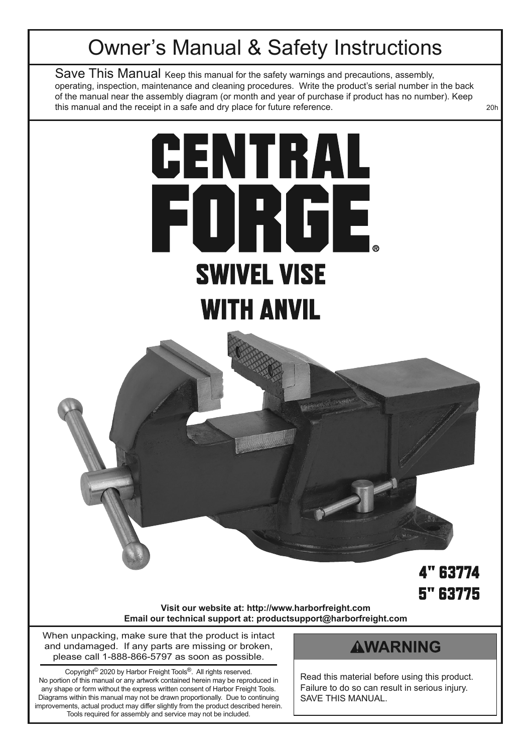# Owner's Manual & Safety Instructions

Save This Manual Keep this manual for the safety warnings and precautions, assembly, operating, inspection, maintenance and cleaning procedures. Write the product's serial number in the back of the manual near the assembly diagram (or month and year of purchase if product has no number). Keep this manual and the receipt in a safe and dry place for future reference.

20h

# CENTRAL FORGE®

## SWIVEL VISE WITH ANVIL

**4" 63774**
**5" 63775**

**Visit our website at: http://www.harborfreight.com**
**Email our technical support at: productsupport@harborfreight.com**

When unpacking, make sure that the product is intact and undamaged. If any parts are missing or broken, please call 1-888-866-5797 as soon as possible.

Copyright© 2020 by Harbor Freight Tools®. All rights reserved. No portion of this manual or any artwork contained herein may be reproduced in any shape or form without the express written consent of Harbor Freight Tools. Diagrams within this manual may not be drawn proportionally. Due to continuing improvements, actual product may differ slightly from the product described herein. Tools required for assembly and service may not be included.

**⚠WARNING**

Read this material before using this product. Failure to do so can result in serious injury. SAVE THIS MANUAL.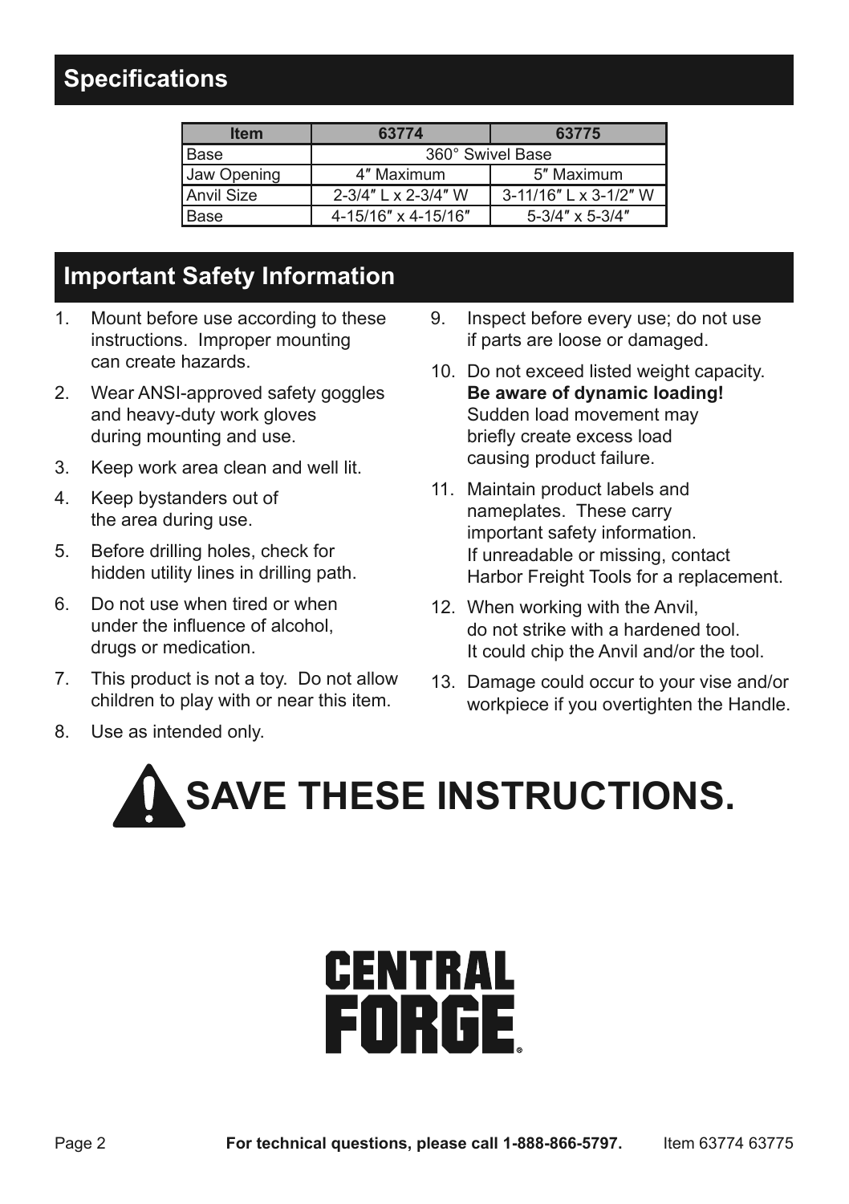## Specifications

| Item | 63774 | 63775 |
|---|---|---|
| Base | 360° Swivel Base | |
| Jaw Opening | 4″ Maximum | 5″ Maximum |
| Anvil Size | 2-3/4″ L x 2-3/4″ W | 3-11/16″ L x 3-1/2″ W |
| Base | 4-15/16″ x 4-15/16″ | 5-3/4″ x 5-3/4″ |

## Important Safety Information

1. Mount before use according to these instructions. Improper mounting can create hazards.
2. Wear ANSI-approved safety goggles and heavy-duty work gloves during mounting and use.
3. Keep work area clean and well lit.
4. Keep bystanders out of the area during use.
5. Before drilling holes, check for hidden utility lines in drilling path.
6. Do not use when tired or when under the influence of alcohol, drugs or medication.
7. This product is not a toy. Do not allow children to play with or near this item.
8. Use as intended only.
9. Inspect before every use; do not use if parts are loose or damaged.
10. Do not exceed listed weight capacity. **Be aware of dynamic loading!** Sudden load movement may briefly create excess load causing product failure.
11. Maintain product labels and nameplates. These carry important safety information. If unreadable or missing, contact Harbor Freight Tools for a replacement.
12. When working with the Anvil, do not strike with a hardened tool. It could chip the Anvil and/or the tool.
13. Damage could occur to your vise and/or workpiece if you overtighten the Handle.

# SAVE THESE INSTRUCTIONS.

CENTRAL FORGE®

**For technical questions, please call 1-888-866-5797.**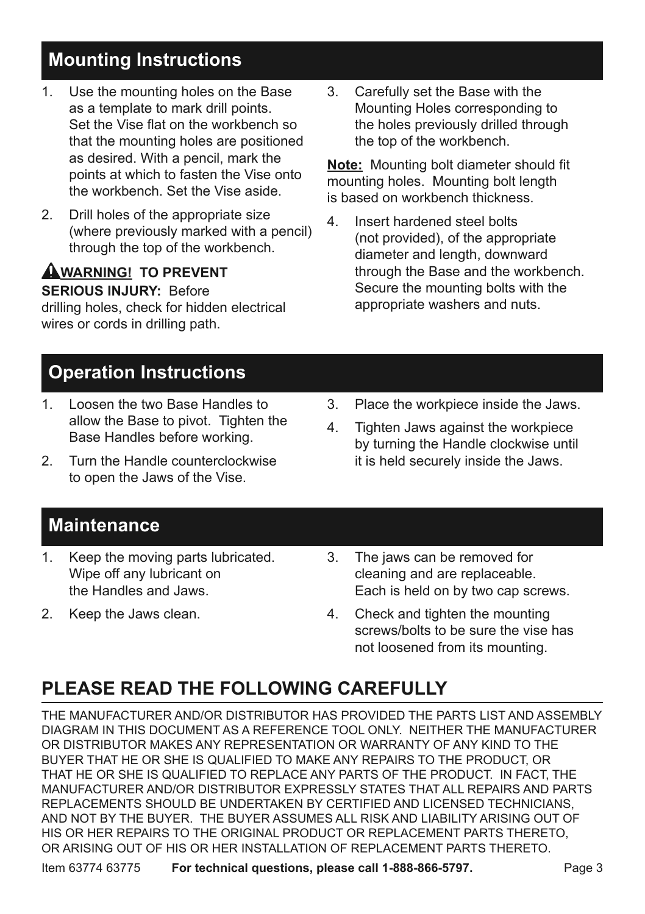## Mounting Instructions

1. Use the mounting holes on the Base as a template to mark drill points. Set the Vise flat on the workbench so that the mounting holes are positioned as desired. With a pencil, mark the points at which to fasten the Vise onto the workbench. Set the Vise aside.
2. Drill holes of the appropriate size (where previously marked with a pencil) through the top of the workbench.

**⚠WARNING! TO PREVENT SERIOUS INJURY:** Before drilling holes, check for hidden electrical wires or cords in drilling path.

3. Carefully set the Base with the Mounting Holes corresponding to the holes previously drilled through the top of the workbench.

**Note:** Mounting bolt diameter should fit mounting holes. Mounting bolt length is based on workbench thickness.

4. Insert hardened steel bolts (not provided), of the appropriate diameter and length, downward through the Base and the workbench. Secure the mounting bolts with the appropriate washers and nuts.

## Operation Instructions

1. Loosen the two Base Handles to allow the Base to pivot. Tighten the Base Handles before working.
2. Turn the Handle counterclockwise to open the Jaws of the Vise.
3. Place the workpiece inside the Jaws.
4. Tighten Jaws against the workpiece by turning the Handle clockwise until it is held securely inside the Jaws.

## Maintenance

1. Keep the moving parts lubricated. Wipe off any lubricant on the Handles and Jaws.
2. Keep the Jaws clean.
3. The jaws can be removed for cleaning and are replaceable. Each is held on by two cap screws.
4. Check and tighten the mounting screws/bolts to be sure the vise has not loosened from its mounting.

## PLEASE READ THE FOLLOWING CAREFULLY

THE MANUFACTURER AND/OR DISTRIBUTOR HAS PROVIDED THE PARTS LIST AND ASSEMBLY DIAGRAM IN THIS DOCUMENT AS A REFERENCE TOOL ONLY. NEITHER THE MANUFACTURER OR DISTRIBUTOR MAKES ANY REPRESENTATION OR WARRANTY OF ANY KIND TO THE BUYER THAT HE OR SHE IS QUALIFIED TO MAKE ANY REPAIRS TO THE PRODUCT, OR THAT HE OR SHE IS QUALIFIED TO REPLACE ANY PARTS OF THE PRODUCT. IN FACT, THE MANUFACTURER AND/OR DISTRIBUTOR EXPRESSLY STATES THAT ALL REPAIRS AND PARTS REPLACEMENTS SHOULD BE UNDERTAKEN BY CERTIFIED AND LICENSED TECHNICIANS, AND NOT BY THE BUYER. THE BUYER ASSUMES ALL RISK AND LIABILITY ARISING OUT OF HIS OR HER REPAIRS TO THE ORIGINAL PRODUCT OR REPLACEMENT PARTS THERETO, OR ARISING OUT OF HIS OR HER INSTALLATION OF REPLACEMENT PARTS THERETO.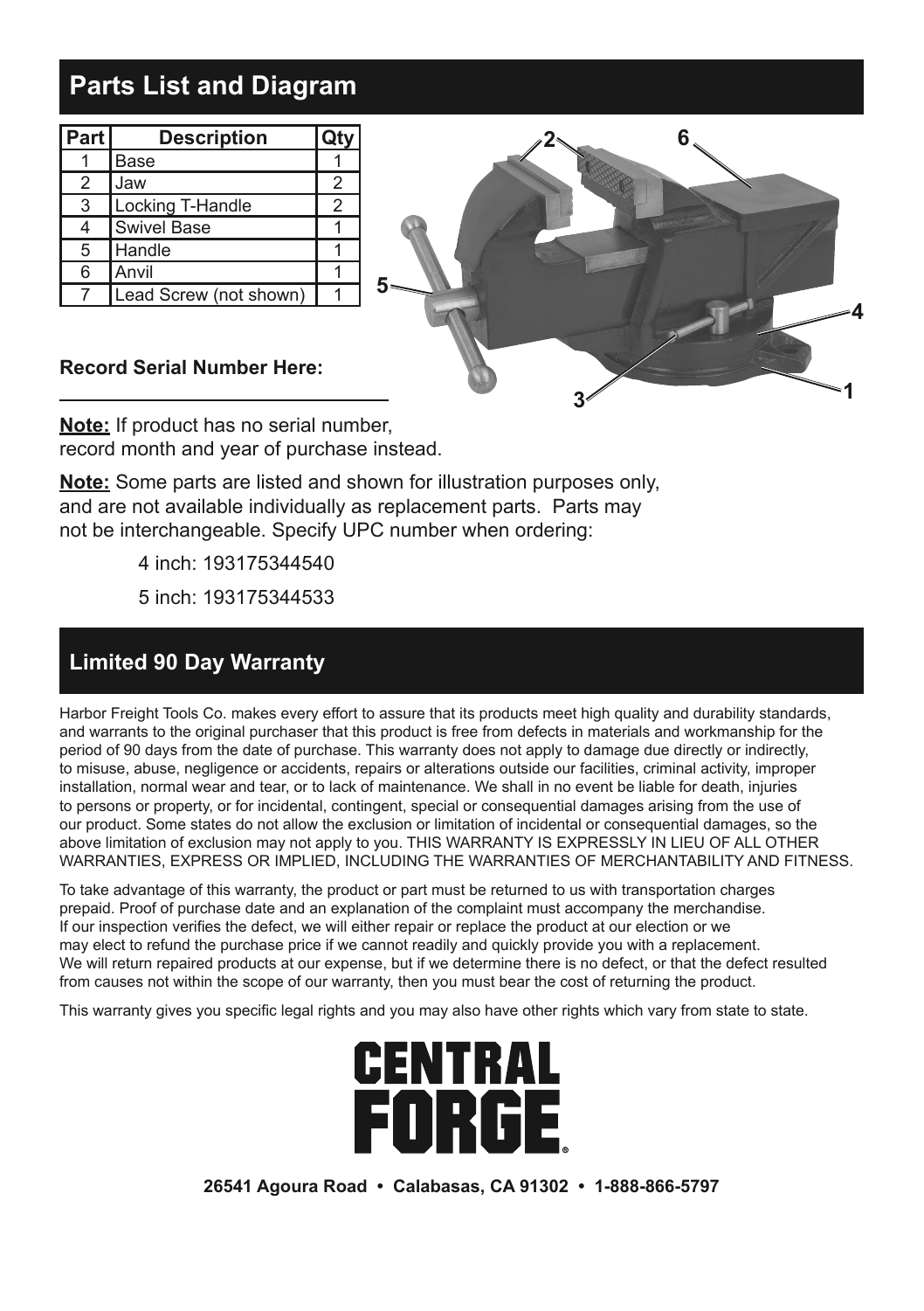## Parts List and Diagram

| Part | Description | Qty |
|---|---|---|
| 1 | Base | 1 |
| 2 | Jaw | 2 |
| 3 | Locking T-Handle | 2 |
| 4 | Swivel Base | 1 |
| 5 | Handle | 1 |
| 6 | Anvil | 1 |
| 7 | Lead Screw (not shown) | 1 |

**Record Serial Number Here:**

______________________________

**Note:** If product has no serial number, record month and year of purchase instead.

**Note:** Some parts are listed and shown for illustration purposes only, and are not available individually as replacement parts. Parts may not be interchangeable. Specify UPC number when ordering:

4 inch: 193175344540

5 inch: 193175344533

## Limited 90 Day Warranty

Harbor Freight Tools Co. makes every effort to assure that its products meet high quality and durability standards, and warrants to the original purchaser that this product is free from defects in materials and workmanship for the period of 90 days from the date of purchase. This warranty does not apply to damage due directly or indirectly, to misuse, abuse, negligence or accidents, repairs or alterations outside our facilities, criminal activity, improper installation, normal wear and tear, or to lack of maintenance. We shall in no event be liable for death, injuries to persons or property, or for incidental, contingent, special or consequential damages arising from the use of our product. Some states do not allow the exclusion or limitation of incidental or consequential damages, so the above limitation of exclusion may not apply to you. THIS WARRANTY IS EXPRESSLY IN LIEU OF ALL OTHER WARRANTIES, EXPRESS OR IMPLIED, INCLUDING THE WARRANTIES OF MERCHANTABILITY AND FITNESS.

To take advantage of this warranty, the product or part must be returned to us with transportation charges prepaid. Proof of purchase date and an explanation of the complaint must accompany the merchandise. If our inspection verifies the defect, we will either repair or replace the product at our election or we may elect to refund the purchase price if we cannot readily and quickly provide you with a replacement. We will return repaired products at our expense, but if we determine there is no defect, or that the defect resulted from causes not within the scope of our warranty, then you must bear the cost of returning the product.

This warranty gives you specific legal rights and you may also have other rights which vary from state to state.

CENTRAL FORGE®

**26541 Agoura Road • Calabasas, CA 91302 • 1-888-866-5797**